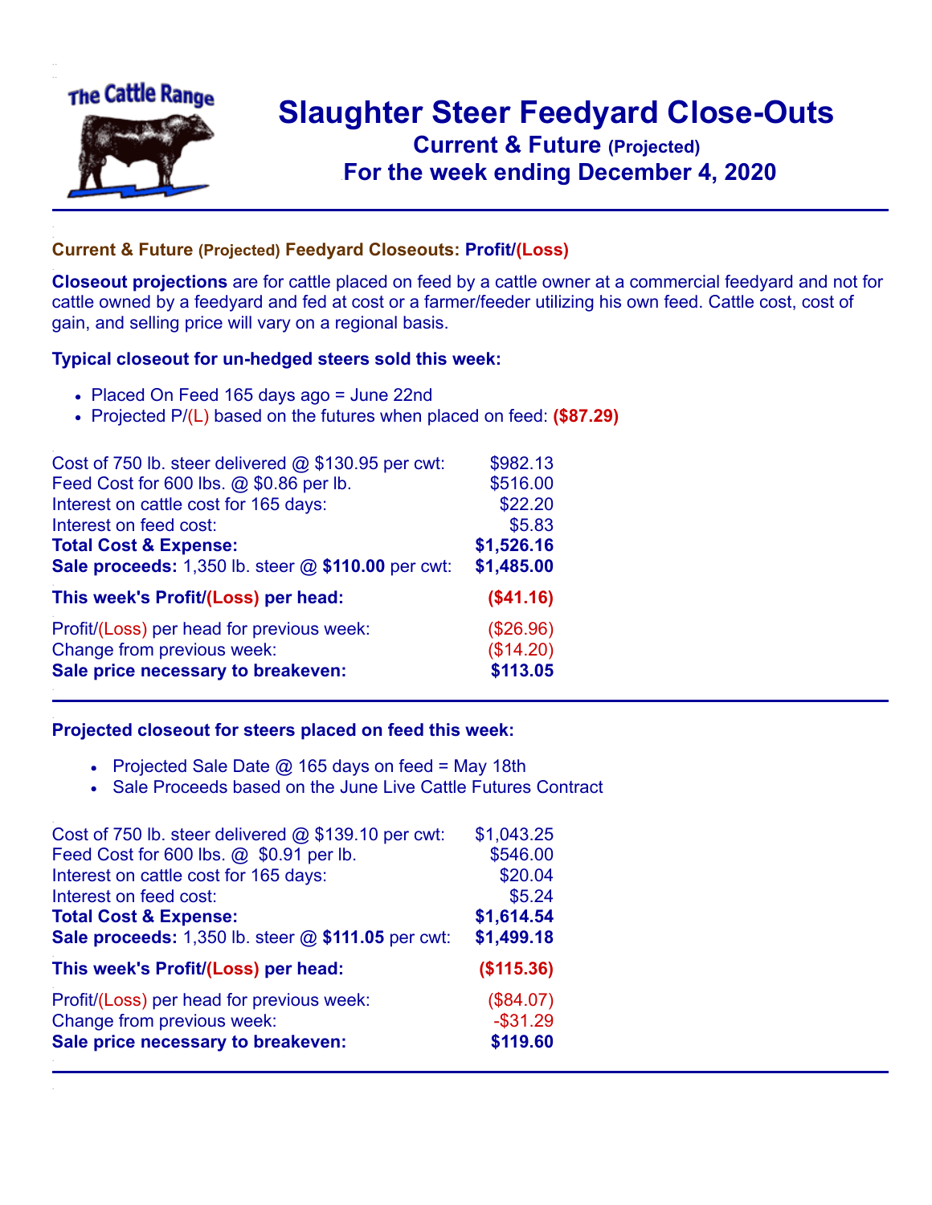# Slaughter Steer Feedyard Close-Outs

## Current & Future (Projected)

## For the week ending December 4, 2020

### Current & Future (Projected) Feedyard Closeouts: Profit/(Loss)

**Closeout projections** are for cattle placed on feed by a cattle owner at a commercial feedyard and not for cattle owned by a feedyard and fed at cost or a farmer/feeder utilizing his own feed. Cattle cost, cost of gain, and selling price will vary on a regional basis.

### Typical closeout for un-hedged steers sold this week:

- Placed On Feed 165 days ago = June 22nd
- Projected P/(L) based on the futures when placed on feed: **($87.29)**

| | |
|---|---|
| Cost of 750 lb. steer delivered @ $130.95 per cwt: | $982.13 |
| Feed Cost for 600 lbs. @ $0.86 per lb. | $516.00 |
| Interest on cattle cost for 165 days: | $22.20 |
| Interest on feed cost: | $5.83 |
| **Total Cost & Expense:** | **$1,526.16** |
| **Sale proceeds:** 1,350 lb. steer @ **$110.00** per cwt: | **$1,485.00** |
| **This week's Profit/(Loss) per head:** | **($41.16)** |
| Profit/(Loss) per head for previous week: | ($26.96) |
| Change from previous week: | ($14.20) |
| **Sale price necessary to breakeven:** | **$113.05** |

### Projected closeout for steers placed on feed this week:

- Projected Sale Date @ 165 days on feed = May 18th
- Sale Proceeds based on the June Live Cattle Futures Contract

| | |
|---|---|
| Cost of 750 lb. steer delivered @ $139.10 per cwt: | $1,043.25 |
| Feed Cost for 600 lbs. @ $0.91 per lb. | $546.00 |
| Interest on cattle cost for 165 days: | $20.04 |
| Interest on feed cost: | $5.24 |
| **Total Cost & Expense:** | **$1,614.54** |
| **Sale proceeds:** 1,350 lb. steer @ **$111.05** per cwt: | **$1,499.18** |
| **This week's Profit/(Loss) per head:** | **($115.36)** |
| Profit/(Loss) per head for previous week: | ($84.07) |
| Change from previous week: | -$31.29 |
| **Sale price necessary to breakeven:** | **$119.60** |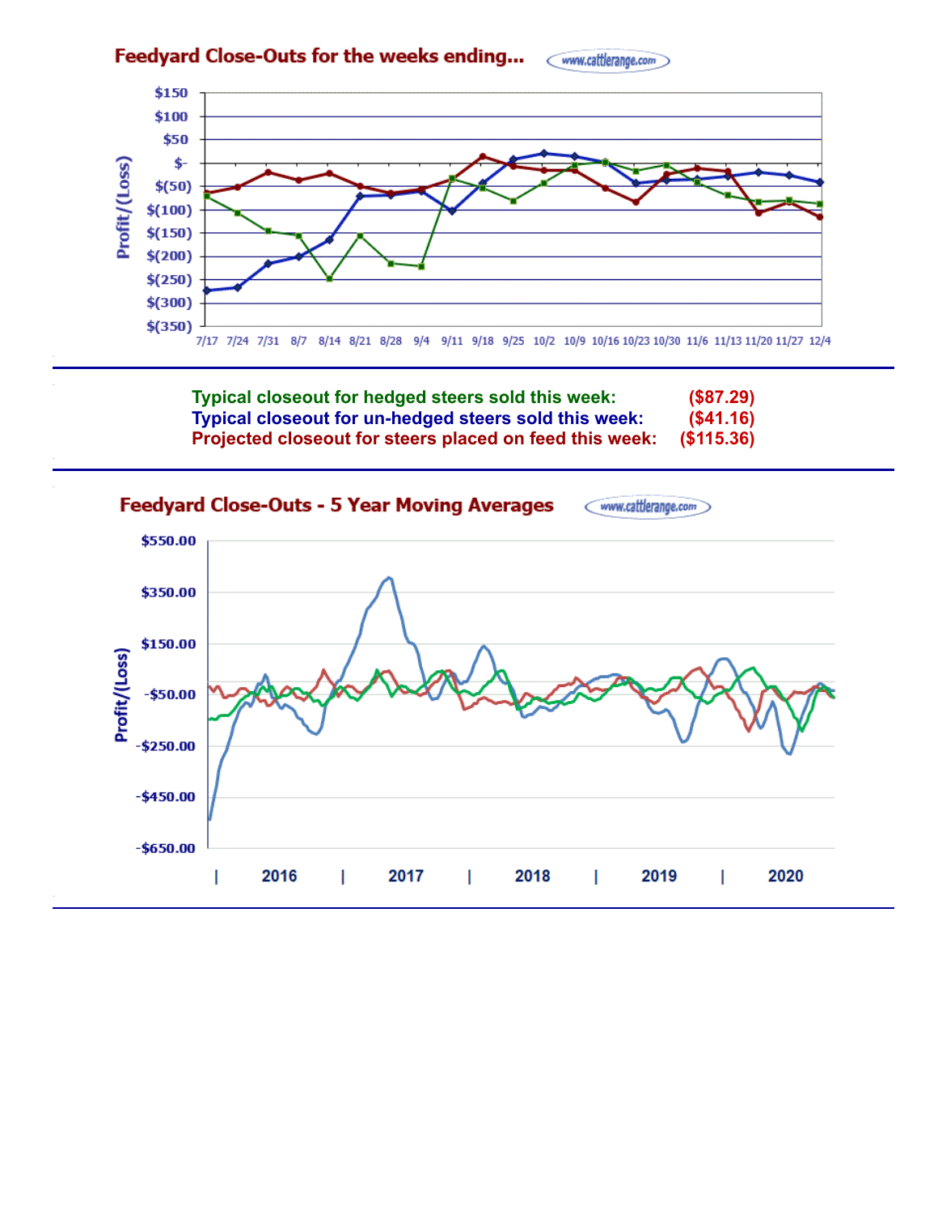## Feedyard Close-Outs for the weeks ending...

www.cattlerange.com

$150
$100
$50
$-
$(50)
$(100)
$(150)
$(200)
$(250)
$(300)
$(350)

Profit/(Loss)

7/17 7/24 7/31 8/7 8/14 8/21 8/28 9/4 9/11 9/18 9/25 10/2 10/9 10/16 10/23 10/30 11/6 11/13 11/20 11/27 12/4

---

| | |
|---|---|
| **Typical closeout for hedged steers sold this week:** | **($87.29)** |
| **Typical closeout for un-hedged steers sold this week:** | **($41.16)** |
| **Projected closeout for steers placed on feed this week:** | **($115.36)** |

---

## Feedyard Close-Outs - 5 Year Moving Averages

www.cattlerange.com

$550.00
$350.00
$150.00
-$50.00
-$250.00
-$450.00
-$650.00

Profit/(Loss)

| 2016 | 2017 | 2018 | 2019 | 2020